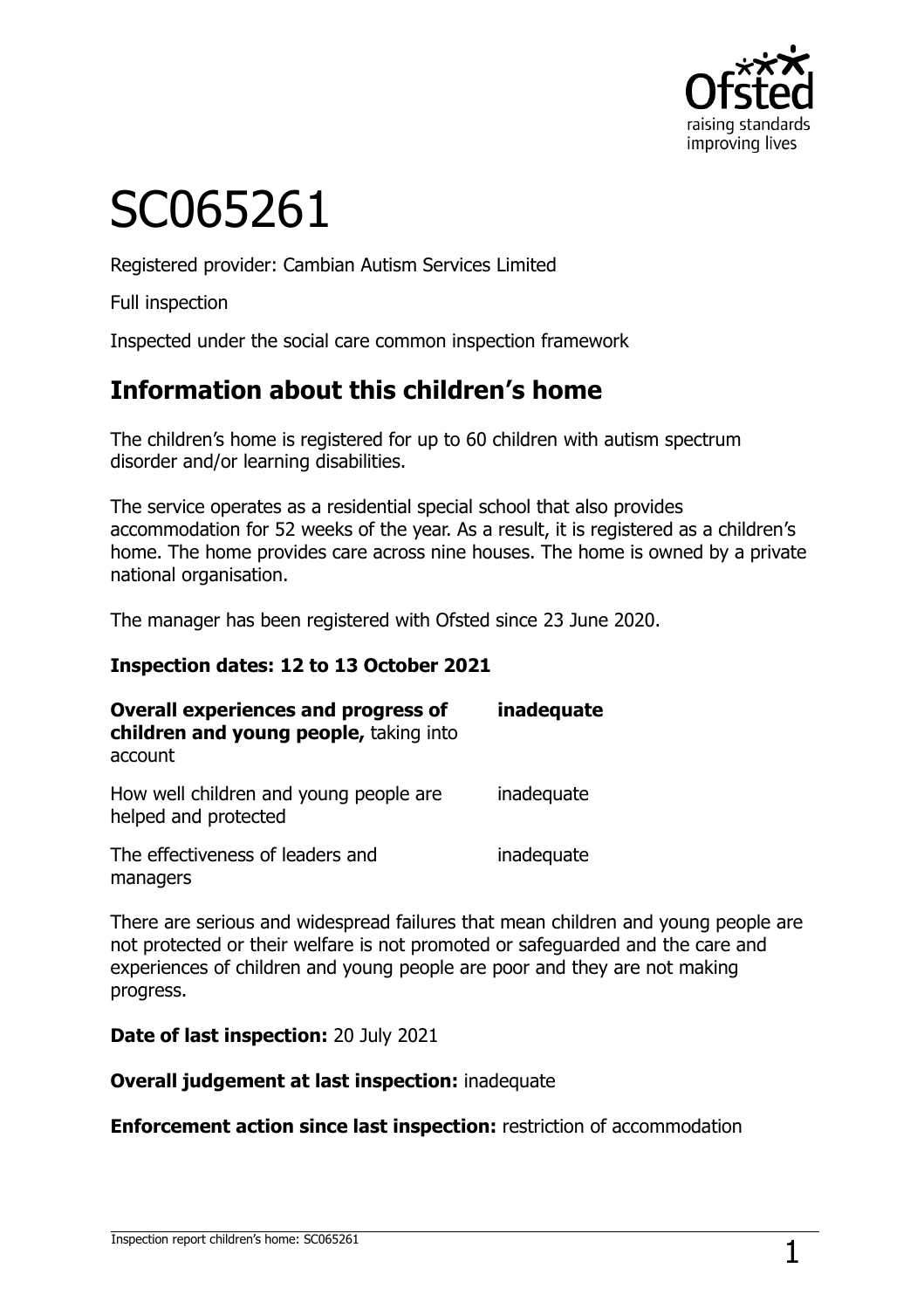# SC065261

Registered provider: Cambian Autism Services Limited

Full inspection

Inspected under the social care common inspection framework

## Information about this children's home

The children's home is registered for up to 60 children with autism spectrum disorder and/or learning disabilities.

The service operates as a residential special school that also provides accommodation for 52 weeks of the year. As a result, it is registered as a children's home. The home provides care across nine houses. The home is owned by a private national organisation.

The manager has been registered with Ofsted since 23 June 2020.

**Inspection dates: 12 to 13 October 2021**

| | |
|---|---|
| **Overall experiences and progress of children and young people,** taking into account | **inadequate** |
| How well children and young people are helped and protected | inadequate |
| The effectiveness of leaders and managers | inadequate |

There are serious and widespread failures that mean children and young people are not protected or their welfare is not promoted or safeguarded and the care and experiences of children and young people are poor and they are not making progress.

**Date of last inspection:** 20 July 2021

**Overall judgement at last inspection:** inadequate

**Enforcement action since last inspection:** restriction of accommodation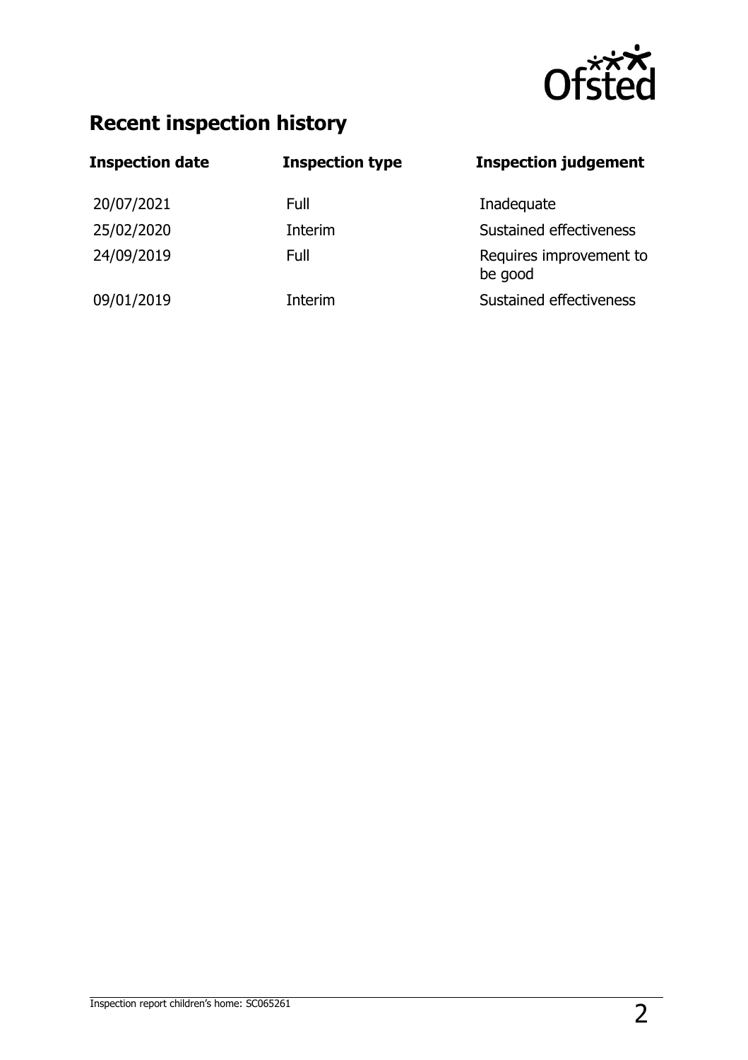## Recent inspection history

| Inspection date | Inspection type | Inspection judgement |
|---|---|---|
| 20/07/2021 | Full | Inadequate |
| 25/02/2020 | Interim | Sustained effectiveness |
| 24/09/2019 | Full | Requires improvement to be good |
| 09/01/2019 | Interim | Sustained effectiveness |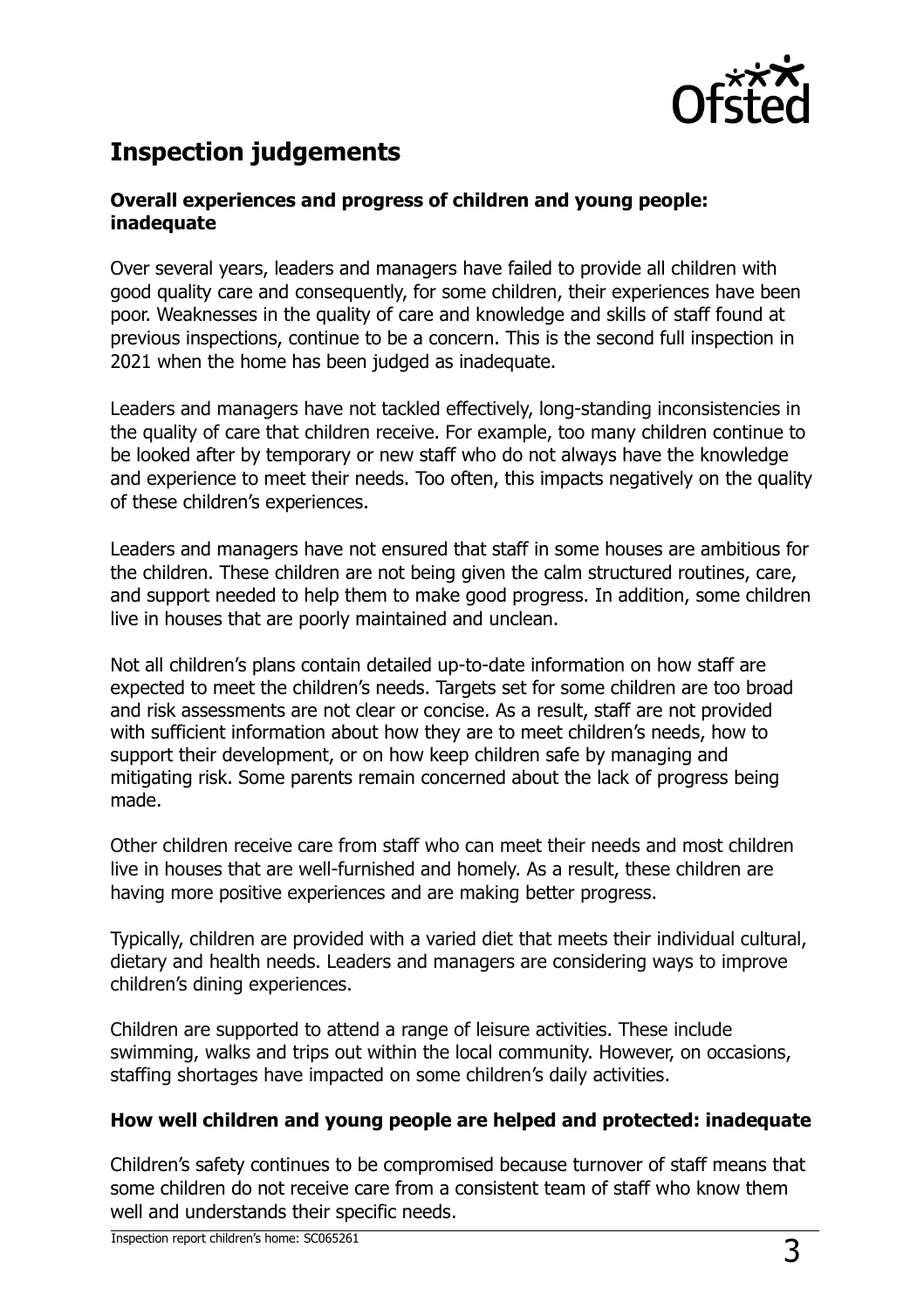## Inspection judgements

### Overall experiences and progress of children and young people: inadequate

Over several years, leaders and managers have failed to provide all children with good quality care and consequently, for some children, their experiences have been poor. Weaknesses in the quality of care and knowledge and skills of staff found at previous inspections, continue to be a concern. This is the second full inspection in 2021 when the home has been judged as inadequate.

Leaders and managers have not tackled effectively, long-standing inconsistencies in the quality of care that children receive. For example, too many children continue to be looked after by temporary or new staff who do not always have the knowledge and experience to meet their needs. Too often, this impacts negatively on the quality of these children's experiences.

Leaders and managers have not ensured that staff in some houses are ambitious for the children. These children are not being given the calm structured routines, care, and support needed to help them to make good progress. In addition, some children live in houses that are poorly maintained and unclean.

Not all children's plans contain detailed up-to-date information on how staff are expected to meet the children's needs. Targets set for some children are too broad and risk assessments are not clear or concise. As a result, staff are not provided with sufficient information about how they are to meet children's needs, how to support their development, or on how keep children safe by managing and mitigating risk. Some parents remain concerned about the lack of progress being made.

Other children receive care from staff who can meet their needs and most children live in houses that are well-furnished and homely. As a result, these children are having more positive experiences and are making better progress.

Typically, children are provided with a varied diet that meets their individual cultural, dietary and health needs. Leaders and managers are considering ways to improve children's dining experiences.

Children are supported to attend a range of leisure activities. These include swimming, walks and trips out within the local community. However, on occasions, staffing shortages have impacted on some children's daily activities.

### How well children and young people are helped and protected: inadequate

Children's safety continues to be compromised because turnover of staff means that some children do not receive care from a consistent team of staff who know them well and understands their specific needs.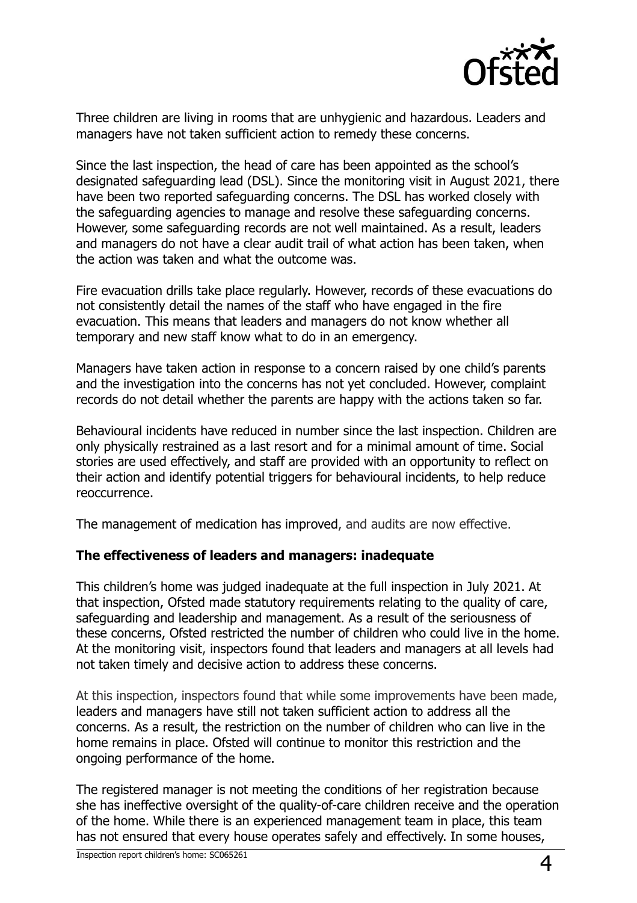Three children are living in rooms that are unhygienic and hazardous. Leaders and managers have not taken sufficient action to remedy these concerns.

Since the last inspection, the head of care has been appointed as the school's designated safeguarding lead (DSL). Since the monitoring visit in August 2021, there have been two reported safeguarding concerns. The DSL has worked closely with the safeguarding agencies to manage and resolve these safeguarding concerns. However, some safeguarding records are not well maintained. As a result, leaders and managers do not have a clear audit trail of what action has been taken, when the action was taken and what the outcome was.

Fire evacuation drills take place regularly. However, records of these evacuations do not consistently detail the names of the staff who have engaged in the fire evacuation. This means that leaders and managers do not know whether all temporary and new staff know what to do in an emergency.

Managers have taken action in response to a concern raised by one child's parents and the investigation into the concerns has not yet concluded. However, complaint records do not detail whether the parents are happy with the actions taken so far.

Behavioural incidents have reduced in number since the last inspection. Children are only physically restrained as a last resort and for a minimal amount of time. Social stories are used effectively, and staff are provided with an opportunity to reflect on their action and identify potential triggers for behavioural incidents, to help reduce reoccurrence.

The management of medication has improved, and audits are now effective.

### The effectiveness of leaders and managers: inadequate

This children's home was judged inadequate at the full inspection in July 2021. At that inspection, Ofsted made statutory requirements relating to the quality of care, safeguarding and leadership and management. As a result of the seriousness of these concerns, Ofsted restricted the number of children who could live in the home. At the monitoring visit, inspectors found that leaders and managers at all levels had not taken timely and decisive action to address these concerns.

At this inspection, inspectors found that while some improvements have been made, leaders and managers have still not taken sufficient action to address all the concerns. As a result, the restriction on the number of children who can live in the home remains in place. Ofsted will continue to monitor this restriction and the ongoing performance of the home.

The registered manager is not meeting the conditions of her registration because she has ineffective oversight of the quality-of-care children receive and the operation of the home. While there is an experienced management team in place, this team has not ensured that every house operates safely and effectively. In some houses,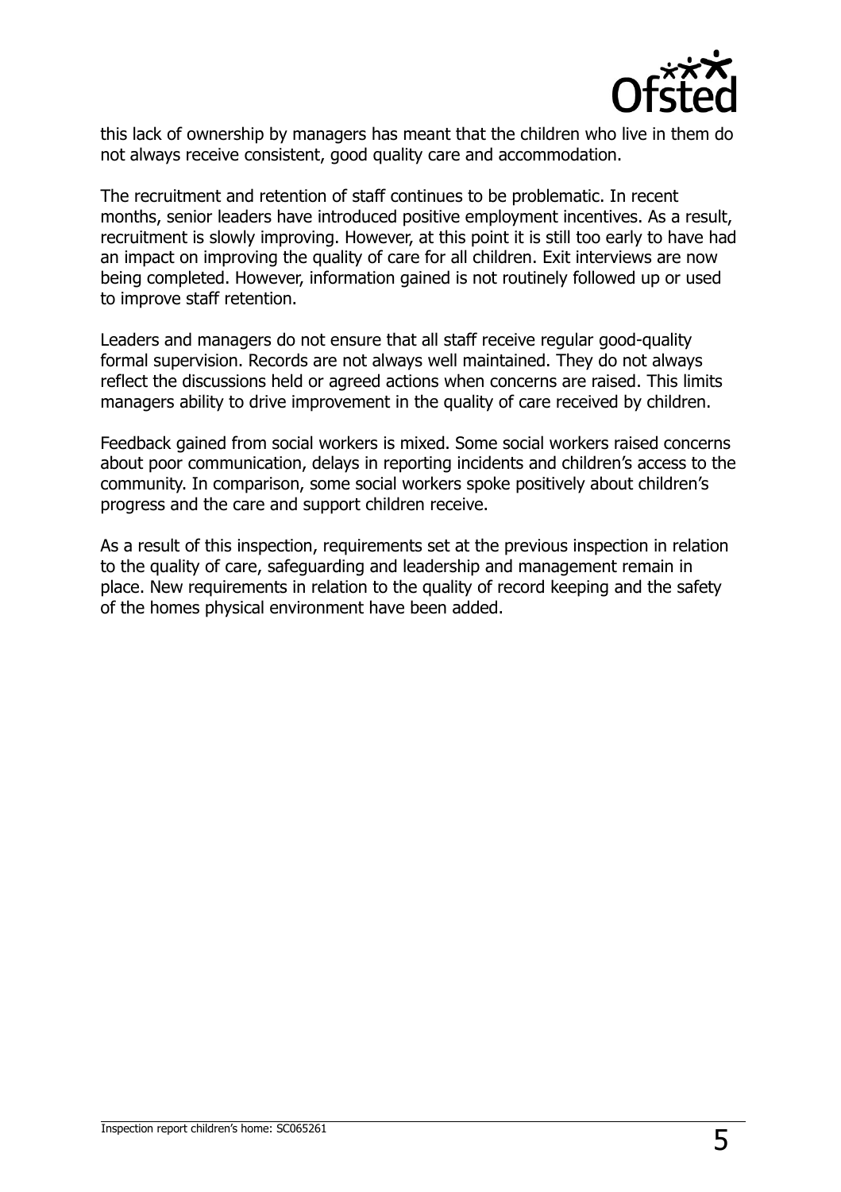this lack of ownership by managers has meant that the children who live in them do not always receive consistent, good quality care and accommodation.

The recruitment and retention of staff continues to be problematic. In recent months, senior leaders have introduced positive employment incentives. As a result, recruitment is slowly improving. However, at this point it is still too early to have had an impact on improving the quality of care for all children. Exit interviews are now being completed. However, information gained is not routinely followed up or used to improve staff retention.

Leaders and managers do not ensure that all staff receive regular good-quality formal supervision. Records are not always well maintained. They do not always reflect the discussions held or agreed actions when concerns are raised. This limits managers ability to drive improvement in the quality of care received by children.

Feedback gained from social workers is mixed. Some social workers raised concerns about poor communication, delays in reporting incidents and children's access to the community. In comparison, some social workers spoke positively about children's progress and the care and support children receive.

As a result of this inspection, requirements set at the previous inspection in relation to the quality of care, safeguarding and leadership and management remain in place. New requirements in relation to the quality of record keeping and the safety of the homes physical environment have been added.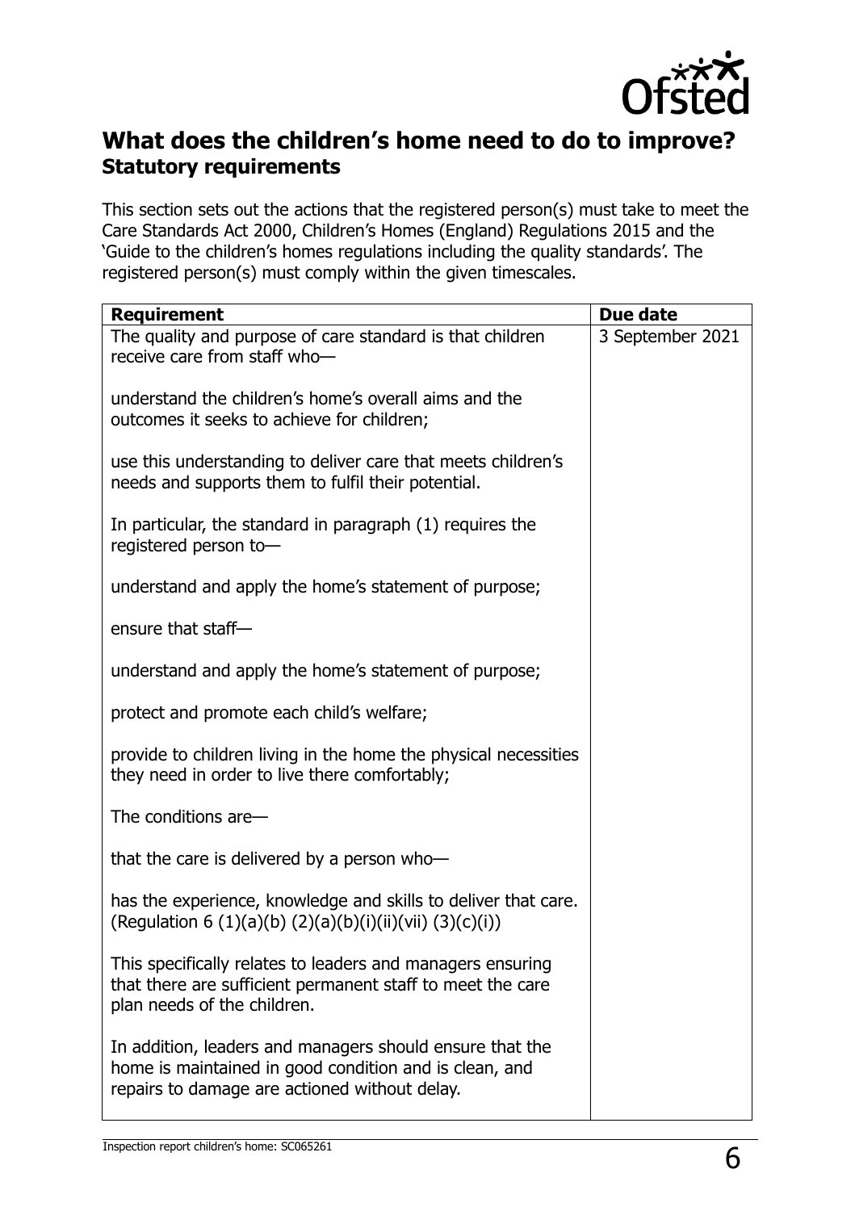## What does the children's home need to do to improve?

### Statutory requirements

This section sets out the actions that the registered person(s) must take to meet the Care Standards Act 2000, Children's Homes (England) Regulations 2015 and the 'Guide to the children's homes regulations including the quality standards'. The registered person(s) must comply within the given timescales.

| Requirement | Due date |
| --- | --- |
| The quality and purpose of care standard is that children receive care from staff who—<br><br>understand the children's home's overall aims and the outcomes it seeks to achieve for children;<br><br>use this understanding to deliver care that meets children's needs and supports them to fulfil their potential.<br><br>In particular, the standard in paragraph (1) requires the registered person to—<br><br>understand and apply the home's statement of purpose;<br><br>ensure that staff—<br><br>understand and apply the home's statement of purpose;<br><br>protect and promote each child's welfare;<br><br>provide to children living in the home the physical necessities they need in order to live there comfortably;<br><br>The conditions are—<br><br>that the care is delivered by a person who—<br><br>has the experience, knowledge and skills to deliver that care. (Regulation 6 (1)(a)(b) (2)(a)(b)(i)(ii)(vii) (3)(c)(i))<br><br>This specifically relates to leaders and managers ensuring that there are sufficient permanent staff to meet the care plan needs of the children.<br><br>In addition, leaders and managers should ensure that the home is maintained in good condition and is clean, and repairs to damage are actioned without delay. | 3 September 2021 |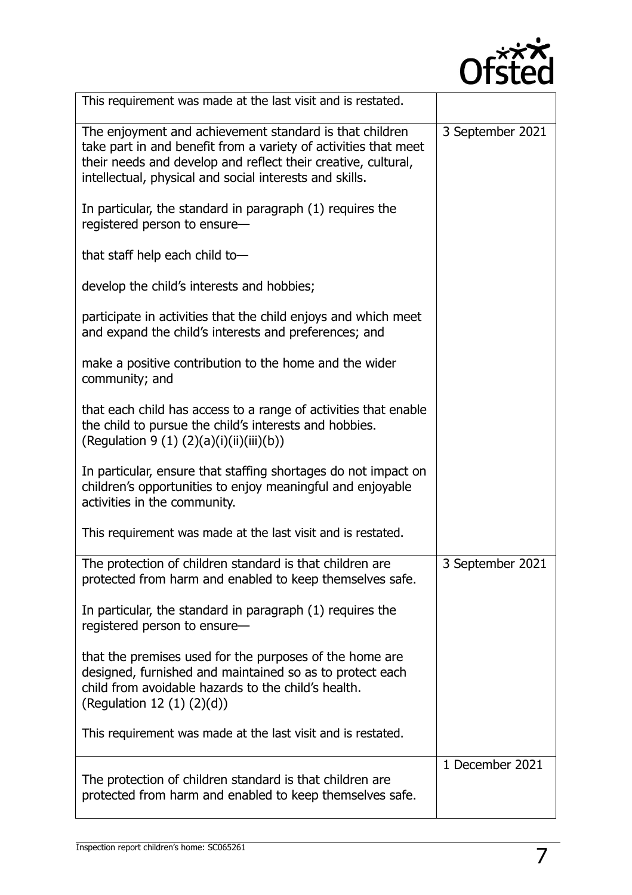| | |
|---|---|
| This requirement was made at the last visit and is restated. | |
| The enjoyment and achievement standard is that children take part in and benefit from a variety of activities that meet their needs and develop and reflect their creative, cultural, intellectual, physical and social interests and skills.<br><br>In particular, the standard in paragraph (1) requires the registered person to ensure—<br><br>that staff help each child to—<br><br>develop the child's interests and hobbies;<br><br>participate in activities that the child enjoys and which meet and expand the child's interests and preferences; and<br><br>make a positive contribution to the home and the wider community; and<br><br>that each child has access to a range of activities that enable the child to pursue the child's interests and hobbies. (Regulation 9 (1) (2)(a)(i)(ii)(iii)(b))<br><br>In particular, ensure that staffing shortages do not impact on children's opportunities to enjoy meaningful and enjoyable activities in the community.<br><br>This requirement was made at the last visit and is restated. | 3 September 2021 |
| The protection of children standard is that children are protected from harm and enabled to keep themselves safe.<br><br>In particular, the standard in paragraph (1) requires the registered person to ensure—<br><br>that the premises used for the purposes of the home are designed, furnished and maintained so as to protect each child from avoidable hazards to the child's health. (Regulation 12 (1) (2)(d))<br><br>This requirement was made at the last visit and is restated. | 3 September 2021 |
| The protection of children standard is that children are protected from harm and enabled to keep themselves safe. | 1 December 2021 |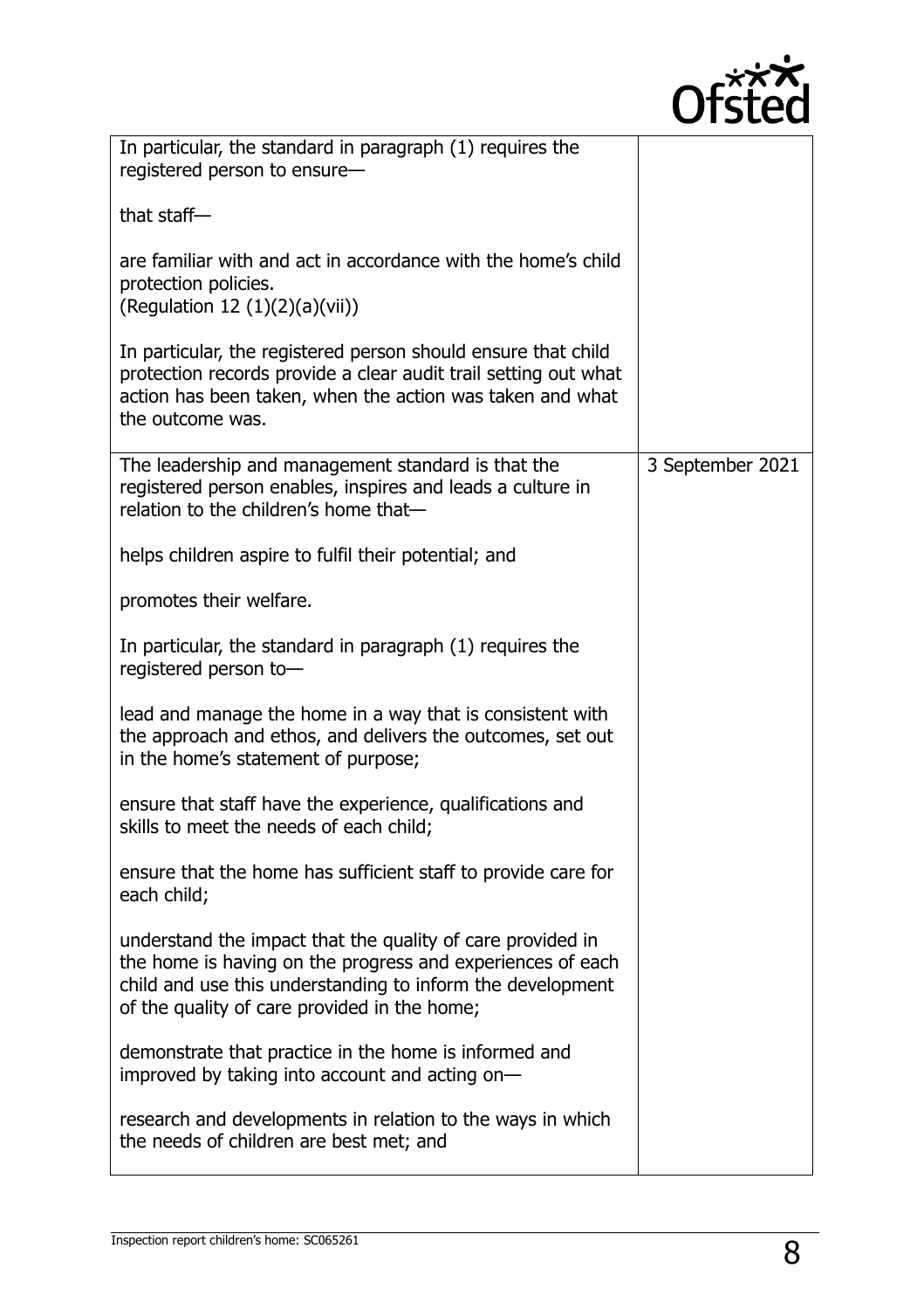| | |
|---|---|
| In particular, the standard in paragraph (1) requires the registered person to ensure—<br><br>that staff—<br><br>are familiar with and act in accordance with the home's child protection policies.<br>(Regulation 12 (1)(2)(a)(vii))<br><br>In particular, the registered person should ensure that child protection records provide a clear audit trail setting out what action has been taken, when the action was taken and what the outcome was. | |
| The leadership and management standard is that the registered person enables, inspires and leads a culture in relation to the children's home that—<br><br>helps children aspire to fulfil their potential; and<br><br>promotes their welfare.<br><br>In particular, the standard in paragraph (1) requires the registered person to—<br><br>lead and manage the home in a way that is consistent with the approach and ethos, and delivers the outcomes, set out in the home's statement of purpose;<br><br>ensure that staff have the experience, qualifications and skills to meet the needs of each child;<br><br>ensure that the home has sufficient staff to provide care for each child;<br><br>understand the impact that the quality of care provided in the home is having on the progress and experiences of each child and use this understanding to inform the development of the quality of care provided in the home;<br><br>demonstrate that practice in the home is informed and improved by taking into account and acting on—<br><br>research and developments in relation to the ways in which the needs of children are best met; and | 3 September 2021 |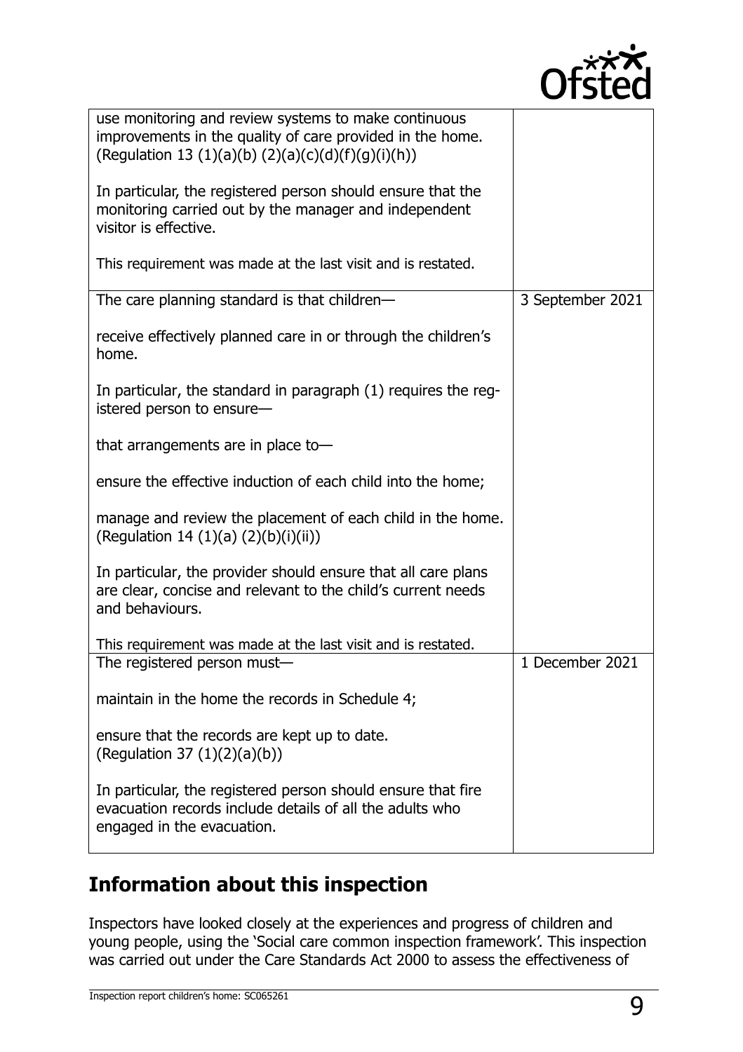| | |
|---|---|
| use monitoring and review systems to make continuous improvements in the quality of care provided in the home. (Regulation 13 (1)(a)(b) (2)(a)(c)(d)(f)(g)(i)(h))<br><br>In particular, the registered person should ensure that the monitoring carried out by the manager and independent visitor is effective.<br><br>This requirement was made at the last visit and is restated. | |
| The care planning standard is that children—<br><br>receive effectively planned care in or through the children's home.<br><br>In particular, the standard in paragraph (1) requires the registered person to ensure—<br><br>that arrangements are in place to—<br><br>ensure the effective induction of each child into the home;<br><br>manage and review the placement of each child in the home. (Regulation 14 (1)(a) (2)(b)(i)(ii))<br><br>In particular, the provider should ensure that all care plans are clear, concise and relevant to the child's current needs and behaviours.<br><br>This requirement was made at the last visit and is restated. | 3 September 2021 |
| The registered person must—<br><br>maintain in the home the records in Schedule 4;<br><br>ensure that the records are kept up to date. (Regulation 37 (1)(2)(a)(b))<br><br>In particular, the registered person should ensure that fire evacuation records include details of all the adults who engaged in the evacuation. | 1 December 2021 |

## Information about this inspection

Inspectors have looked closely at the experiences and progress of children and young people, using the 'Social care common inspection framework'. This inspection was carried out under the Care Standards Act 2000 to assess the effectiveness of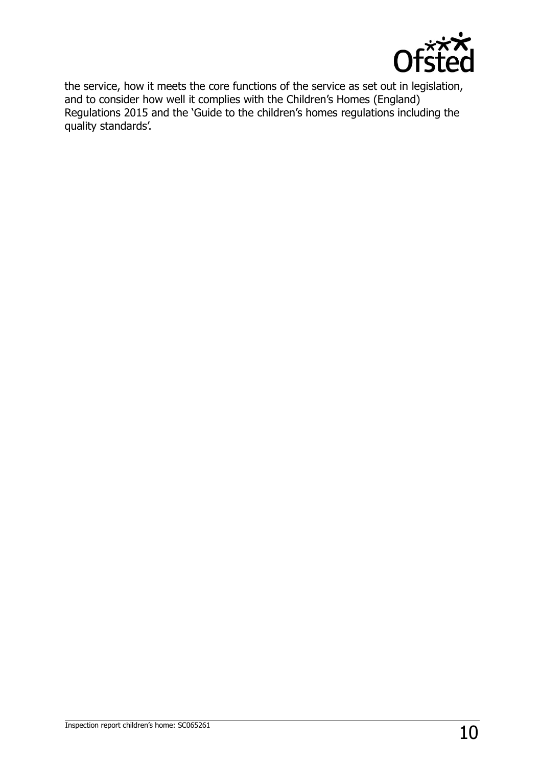the service, how it meets the core functions of the service as set out in legislation, and to consider how well it complies with the Children's Homes (England) Regulations 2015 and the 'Guide to the children's homes regulations including the quality standards'.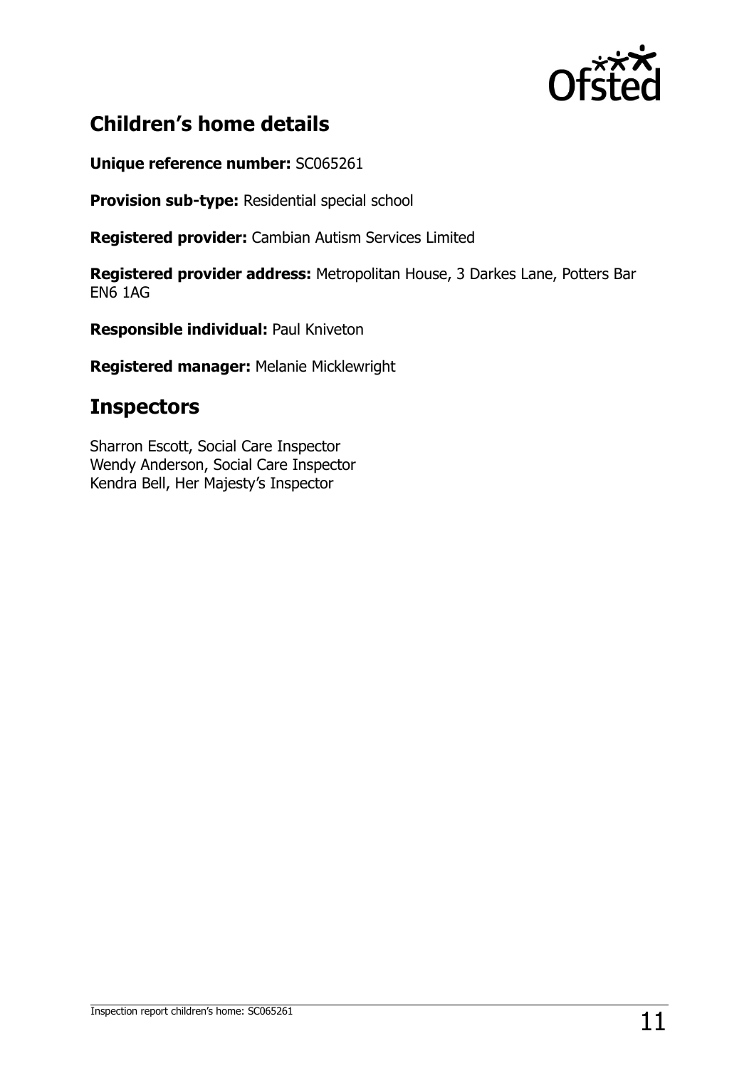## Children's home details

**Unique reference number:** SC065261

**Provision sub-type:** Residential special school

**Registered provider:** Cambian Autism Services Limited

**Registered provider address:** Metropolitan House, 3 Darkes Lane, Potters Bar EN6 1AG

**Responsible individual:** Paul Kniveton

**Registered manager:** Melanie Micklewright

## Inspectors

Sharron Escott, Social Care Inspector
Wendy Anderson, Social Care Inspector
Kendra Bell, Her Majesty's Inspector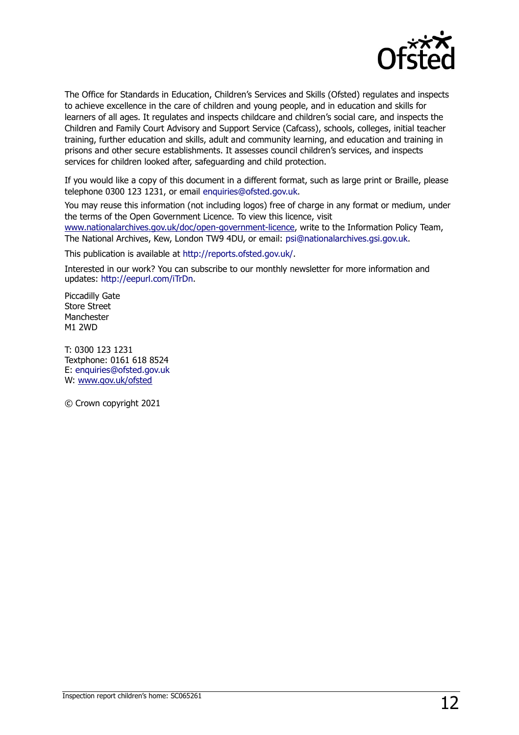The Office for Standards in Education, Children's Services and Skills (Ofsted) regulates and inspects to achieve excellence in the care of children and young people, and in education and skills for learners of all ages. It regulates and inspects childcare and children's social care, and inspects the Children and Family Court Advisory and Support Service (Cafcass), schools, colleges, initial teacher training, further education and skills, adult and community learning, and education and training in prisons and other secure establishments. It assesses council children's services, and inspects services for children looked after, safeguarding and child protection.

If you would like a copy of this document in a different format, such as large print or Braille, please telephone 0300 123 1231, or email enquiries@ofsted.gov.uk.

You may reuse this information (not including logos) free of charge in any format or medium, under the terms of the Open Government Licence. To view this licence, visit www.nationalarchives.gov.uk/doc/open-government-licence, write to the Information Policy Team, The National Archives, Kew, London TW9 4DU, or email: psi@nationalarchives.gsi.gov.uk.

This publication is available at http://reports.ofsted.gov.uk/.

Interested in our work? You can subscribe to our monthly newsletter for more information and updates: http://eepurl.com/iTrDn.

Piccadilly Gate
Store Street
Manchester
M1 2WD

T: 0300 123 1231
Textphone: 0161 618 8524
E: enquiries@ofsted.gov.uk
W: www.gov.uk/ofsted

© Crown copyright 2021